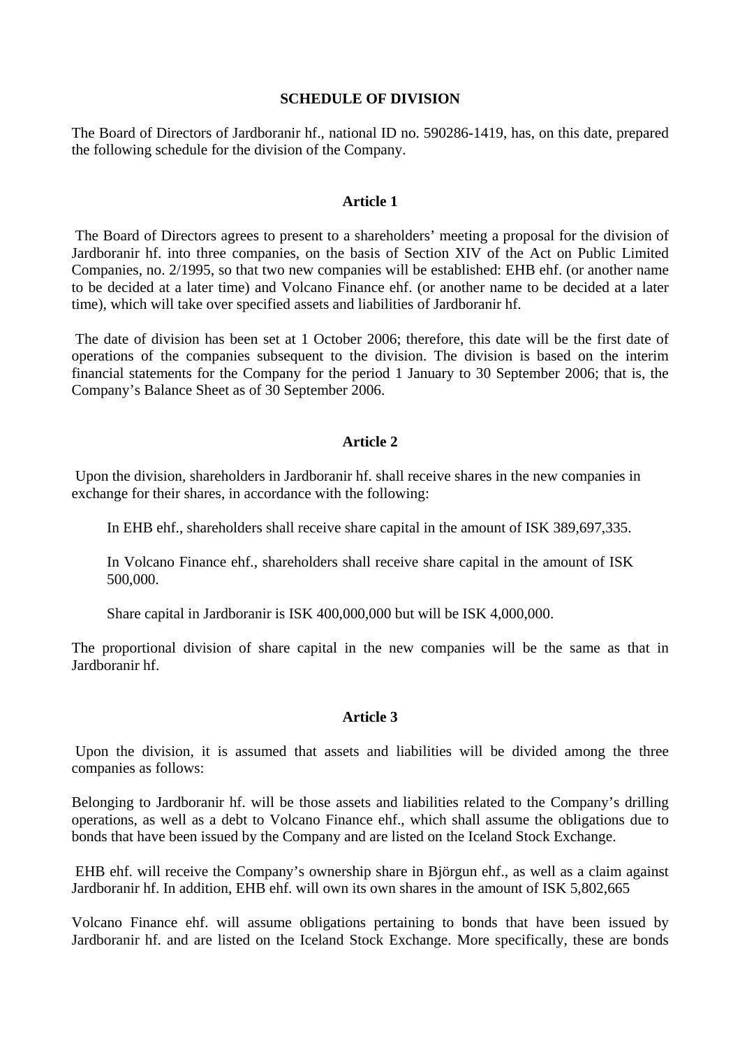# SCHEDULE OF DIVISION

The Board of Directors of Jardboranir hf., national ID no. 590286-1419, has, on this date, prepared the following schedule for the division of the Company.

## Article 1

The Board of Directors agrees to present to a shareholders' meeting a proposal for the division of Jardboranir hf. into three companies, on the basis of Section XIV of the Act on Public Limited Companies, no. 2/1995, so that two new companies will be established: EHB ehf. (or another name to be decided at a later time) and Volcano Finance ehf. (or another name to be decided at a later time), which will take over specified assets and liabilities of Jardboranir hf.

The date of division has been set at 1 October 2006; therefore, this date will be the first date of operations of the companies subsequent to the division. The division is based on the interim financial statements for the Company for the period 1 January to 30 September 2006; that is, the Company's Balance Sheet as of 30 September 2006.

## Article 2

Upon the division, shareholders in Jardboranir hf. shall receive shares in the new companies in exchange for their shares, in accordance with the following:

In EHB ehf., shareholders shall receive share capital in the amount of ISK 389,697,335.

In Volcano Finance ehf., shareholders shall receive share capital in the amount of ISK 500,000.

Share capital in Jardboranir is ISK 400,000,000 but will be ISK 4,000,000.

The proportional division of share capital in the new companies will be the same as that in Jardboranir hf.

## Article 3

Upon the division, it is assumed that assets and liabilities will be divided among the three companies as follows:

Belonging to Jardboranir hf. will be those assets and liabilities related to the Company's drilling operations, as well as a debt to Volcano Finance ehf., which shall assume the obligations due to bonds that have been issued by the Company and are listed on the Iceland Stock Exchange.

EHB ehf. will receive the Company's ownership share in Björgun ehf., as well as a claim against Jardboranir hf. In addition, EHB ehf. will own its own shares in the amount of ISK 5,802,665

Volcano Finance ehf. will assume obligations pertaining to bonds that have been issued by Jardboranir hf. and are listed on the Iceland Stock Exchange. More specifically, these are bonds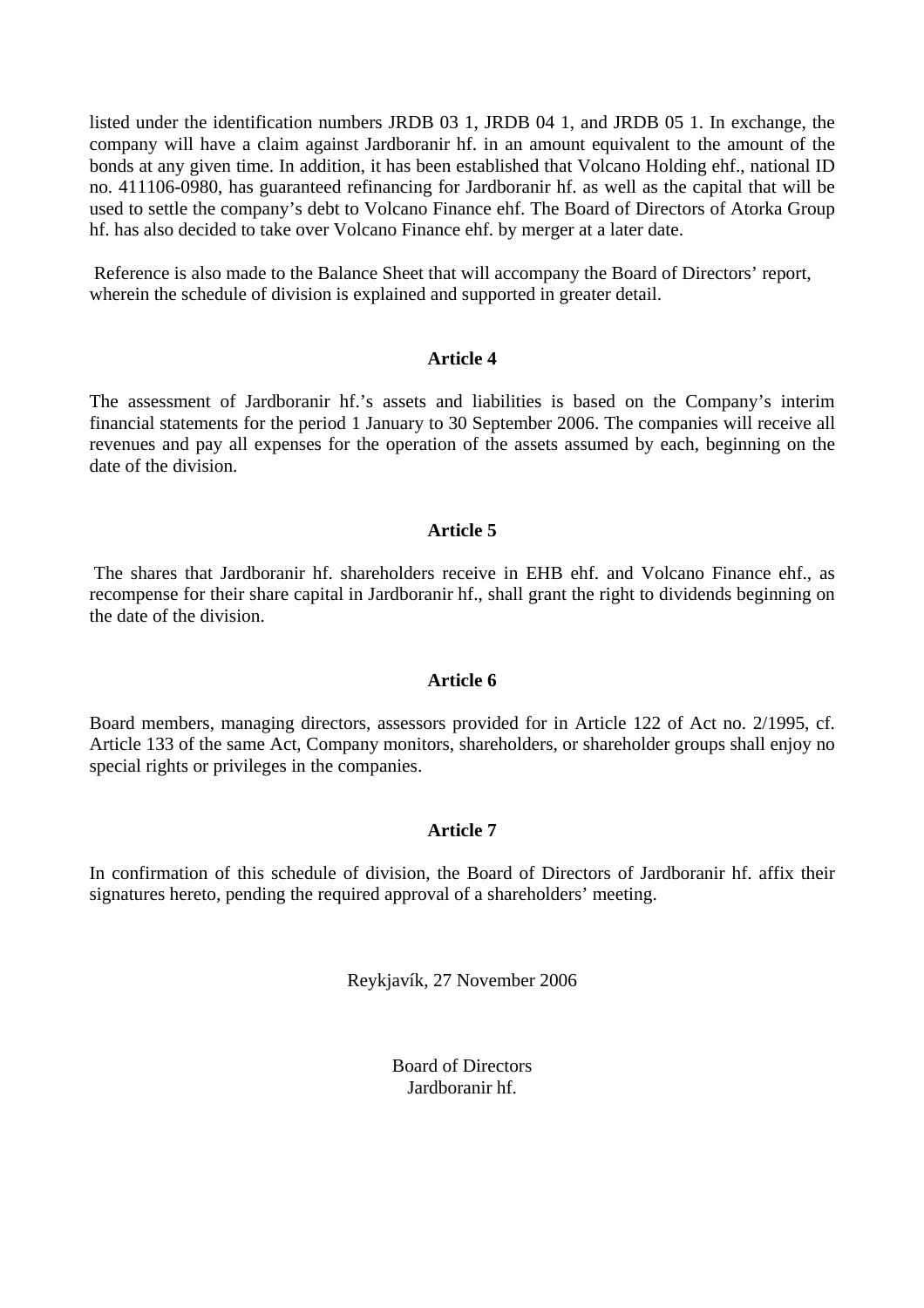listed under the identification numbers JRDB 03 1, JRDB 04 1, and JRDB 05 1. In exchange, the company will have a claim against Jardboranir hf. in an amount equivalent to the amount of the bonds at any given time. In addition, it has been established that Volcano Holding ehf., national ID no. 411106-0980, has guaranteed refinancing for Jardboranir hf. as well as the capital that will be used to settle the company's debt to Volcano Finance ehf. The Board of Directors of Atorka Group hf. has also decided to take over Volcano Finance ehf. by merger at a later date.

Reference is also made to the Balance Sheet that will accompany the Board of Directors' report, wherein the schedule of division is explained and supported in greater detail.

**Article 4**

The assessment of Jardboranir hf.'s assets and liabilities is based on the Company's interim financial statements for the period 1 January to 30 September 2006. The companies will receive all revenues and pay all expenses for the operation of the assets assumed by each, beginning on the date of the division.

**Article 5**

The shares that Jardboranir hf. shareholders receive in EHB ehf. and Volcano Finance ehf., as recompense for their share capital in Jardboranir hf., shall grant the right to dividends beginning on the date of the division.

**Article 6**

Board members, managing directors, assessors provided for in Article 122 of Act no. 2/1995, cf. Article 133 of the same Act, Company monitors, shareholders, or shareholder groups shall enjoy no special rights or privileges in the companies.

**Article 7**

In confirmation of this schedule of division, the Board of Directors of Jardboranir hf. affix their signatures hereto, pending the required approval of a shareholders' meeting.

Reykjavík, 27 November 2006

Board of Directors
Jardboranir hf.